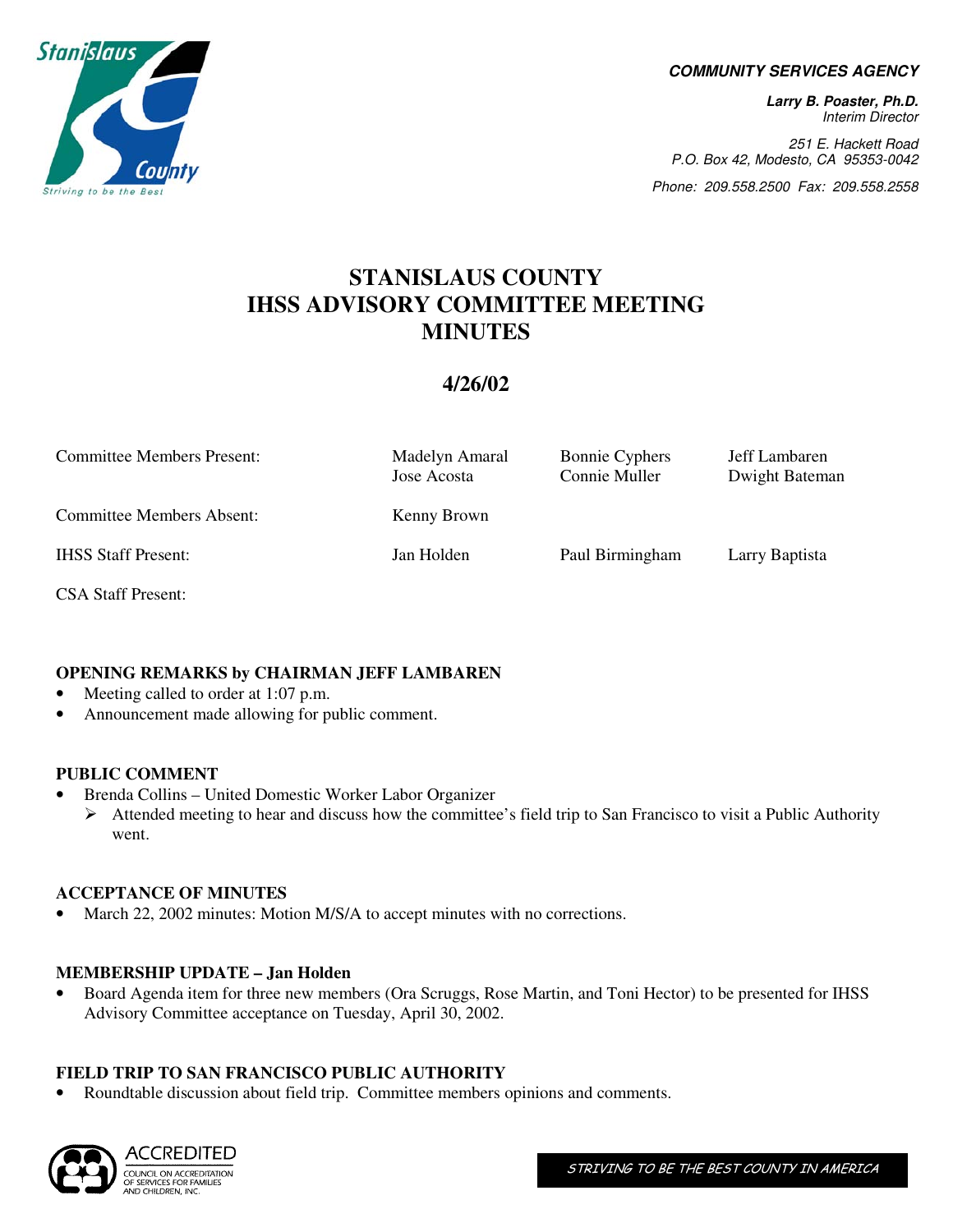**COMMUNITY SERVICES AGENCY**

***Larry B. Poaster, Ph.D.***
*Interim Director*

*251 E. Hackett Road*
*P.O. Box 42, Modesto, CA 95353-0042*

*Phone: 209.558.2500 Fax: 209.558.2558*

# STANISLAUS COUNTY IHSS ADVISORY COMMITTEE MEETING MINUTES

## 4/26/02

| | | | |
|---|---|---|---|
| Committee Members Present: | Madelyn Amaral<br>Jose Acosta | Bonnie Cyphers<br>Connie Muller | Jeff Lambaren<br>Dwight Bateman |
| Committee Members Absent: | Kenny Brown | | |
| IHSS Staff Present: | Jan Holden | Paul Birmingham | Larry Baptista |
| CSA Staff Present: | | | |

**OPENING REMARKS by CHAIRMAN JEFF LAMBAREN**

- Meeting called to order at 1:07 p.m.
- Announcement made allowing for public comment.

**PUBLIC COMMENT**

- Brenda Collins – United Domestic Worker Labor Organizer
  - Attended meeting to hear and discuss how the committee's field trip to San Francisco to visit a Public Authority went.

**ACCEPTANCE OF MINUTES**

- March 22, 2002 minutes: Motion M/S/A to accept minutes with no corrections.

**MEMBERSHIP UPDATE – Jan Holden**

- Board Agenda item for three new members (Ora Scruggs, Rose Martin, and Toni Hector) to be presented for IHSS Advisory Committee acceptance on Tuesday, April 30, 2002.

**FIELD TRIP TO SAN FRANCISCO PUBLIC AUTHORITY**

- Roundtable discussion about field trip. Committee members opinions and comments.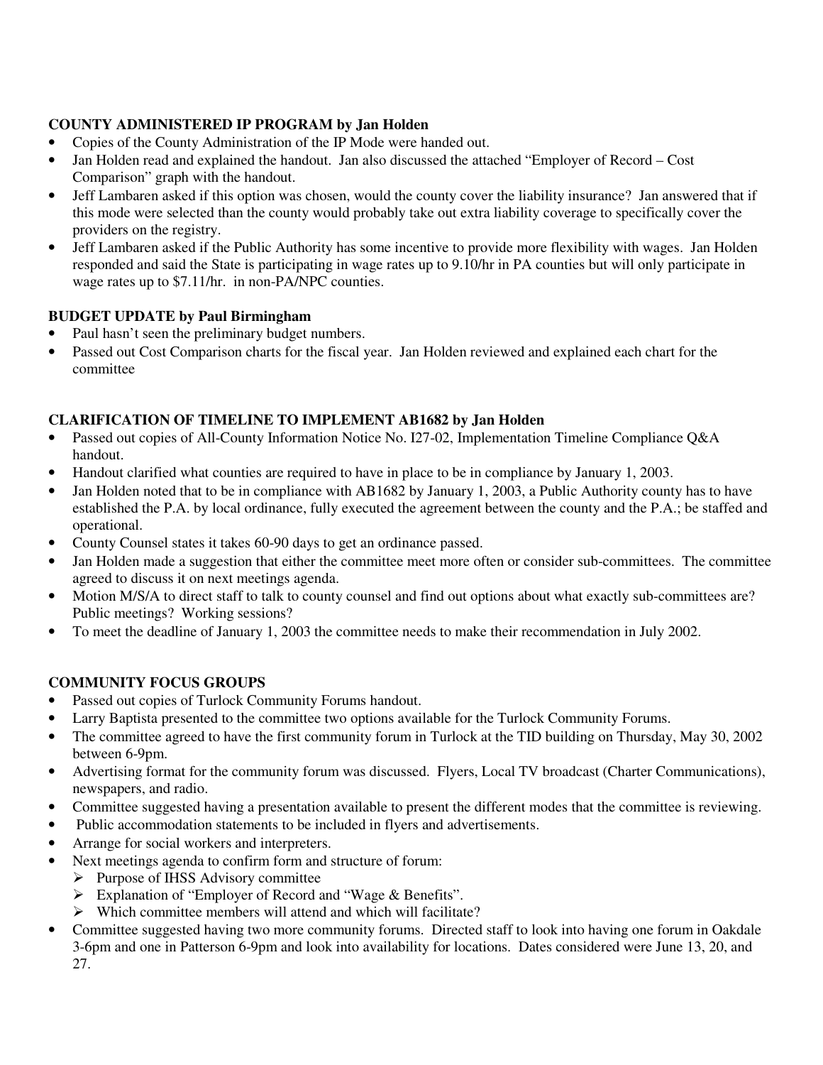**COUNTY ADMINISTERED IP PROGRAM by Jan Holden**

- Copies of the County Administration of the IP Mode were handed out.
- Jan Holden read and explained the handout. Jan also discussed the attached "Employer of Record – Cost Comparison" graph with the handout.
- Jeff Lambaren asked if this option was chosen, would the county cover the liability insurance? Jan answered that if this mode were selected than the county would probably take out extra liability coverage to specifically cover the providers on the registry.
- Jeff Lambaren asked if the Public Authority has some incentive to provide more flexibility with wages. Jan Holden responded and said the State is participating in wage rates up to 9.10/hr in PA counties but will only participate in wage rates up to $7.11/hr. in non-PA/NPC counties.

**BUDGET UPDATE by Paul Birmingham**

- Paul hasn't seen the preliminary budget numbers.
- Passed out Cost Comparison charts for the fiscal year. Jan Holden reviewed and explained each chart for the committee

**CLARIFICATION OF TIMELINE TO IMPLEMENT AB1682 by Jan Holden**

- Passed out copies of All-County Information Notice No. I27-02, Implementation Timeline Compliance Q&A handout.
- Handout clarified what counties are required to have in place to be in compliance by January 1, 2003.
- Jan Holden noted that to be in compliance with AB1682 by January 1, 2003, a Public Authority county has to have established the P.A. by local ordinance, fully executed the agreement between the county and the P.A.; be staffed and operational.
- County Counsel states it takes 60-90 days to get an ordinance passed.
- Jan Holden made a suggestion that either the committee meet more often or consider sub-committees. The committee agreed to discuss it on next meetings agenda.
- Motion M/S/A to direct staff to talk to county counsel and find out options about what exactly sub-committees are? Public meetings? Working sessions?
- To meet the deadline of January 1, 2003 the committee needs to make their recommendation in July 2002.

**COMMUNITY FOCUS GROUPS**

- Passed out copies of Turlock Community Forums handout.
- Larry Baptista presented to the committee two options available for the Turlock Community Forums.
- The committee agreed to have the first community forum in Turlock at the TID building on Thursday, May 30, 2002 between 6-9pm.
- Advertising format for the community forum was discussed. Flyers, Local TV broadcast (Charter Communications), newspapers, and radio.
- Committee suggested having a presentation available to present the different modes that the committee is reviewing.
- Public accommodation statements to be included in flyers and advertisements.
- Arrange for social workers and interpreters.
- Next meetings agenda to confirm form and structure of forum:
  - Purpose of IHSS Advisory committee
  - Explanation of "Employer of Record and "Wage & Benefits".
  - Which committee members will attend and which will facilitate?
- Committee suggested having two more community forums. Directed staff to look into having one forum in Oakdale 3-6pm and one in Patterson 6-9pm and look into availability for locations. Dates considered were June 13, 20, and 27.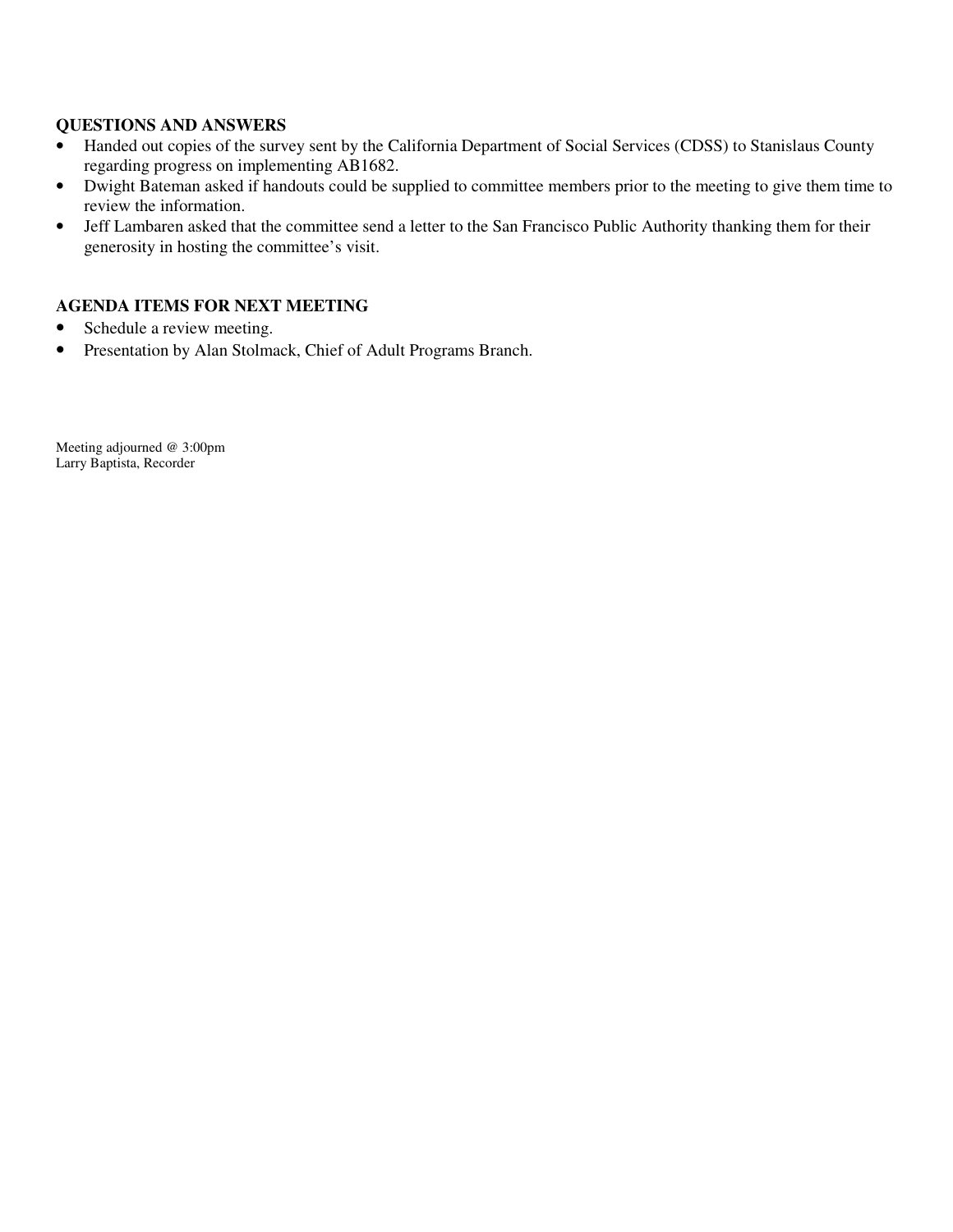**QUESTIONS AND ANSWERS**

- Handed out copies of the survey sent by the California Department of Social Services (CDSS) to Stanislaus County regarding progress on implementing AB1682.
- Dwight Bateman asked if handouts could be supplied to committee members prior to the meeting to give them time to review the information.
- Jeff Lambaren asked that the committee send a letter to the San Francisco Public Authority thanking them for their generosity in hosting the committee's visit.

**AGENDA ITEMS FOR NEXT MEETING**

- Schedule a review meeting.
- Presentation by Alan Stolmack, Chief of Adult Programs Branch.

Meeting adjourned @ 3:00pm
Larry Baptista, Recorder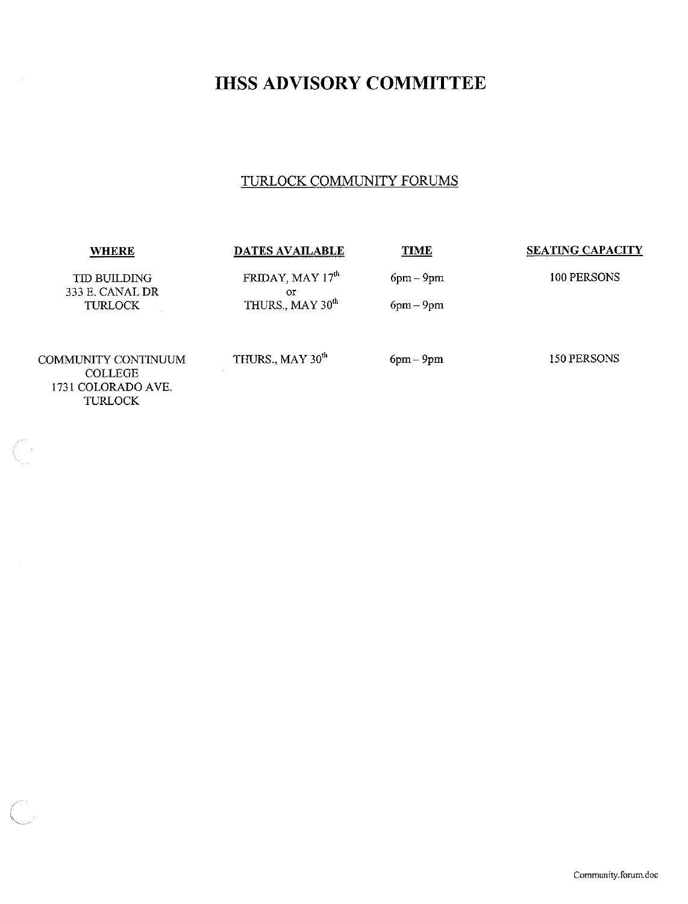# IHSS ADVISORY COMMITTEE

## TURLOCK COMMUNITY FORUMS

| WHERE | DATES AVAILABLE | TIME | SEATING CAPACITY |
|---|---|---|---|
| TID BUILDING 333 E. CANAL DR TURLOCK | FRIDAY, MAY 17th or THURS., MAY 30th | 6pm – 9pm / 6pm – 9pm | 100 PERSONS |
| COMMUNITY CONTINUUM COLLEGE 1731 COLORADO AVE. TURLOCK | THURS., MAY 30th | 6pm – 9pm | 150 PERSONS |

Community.forum.doc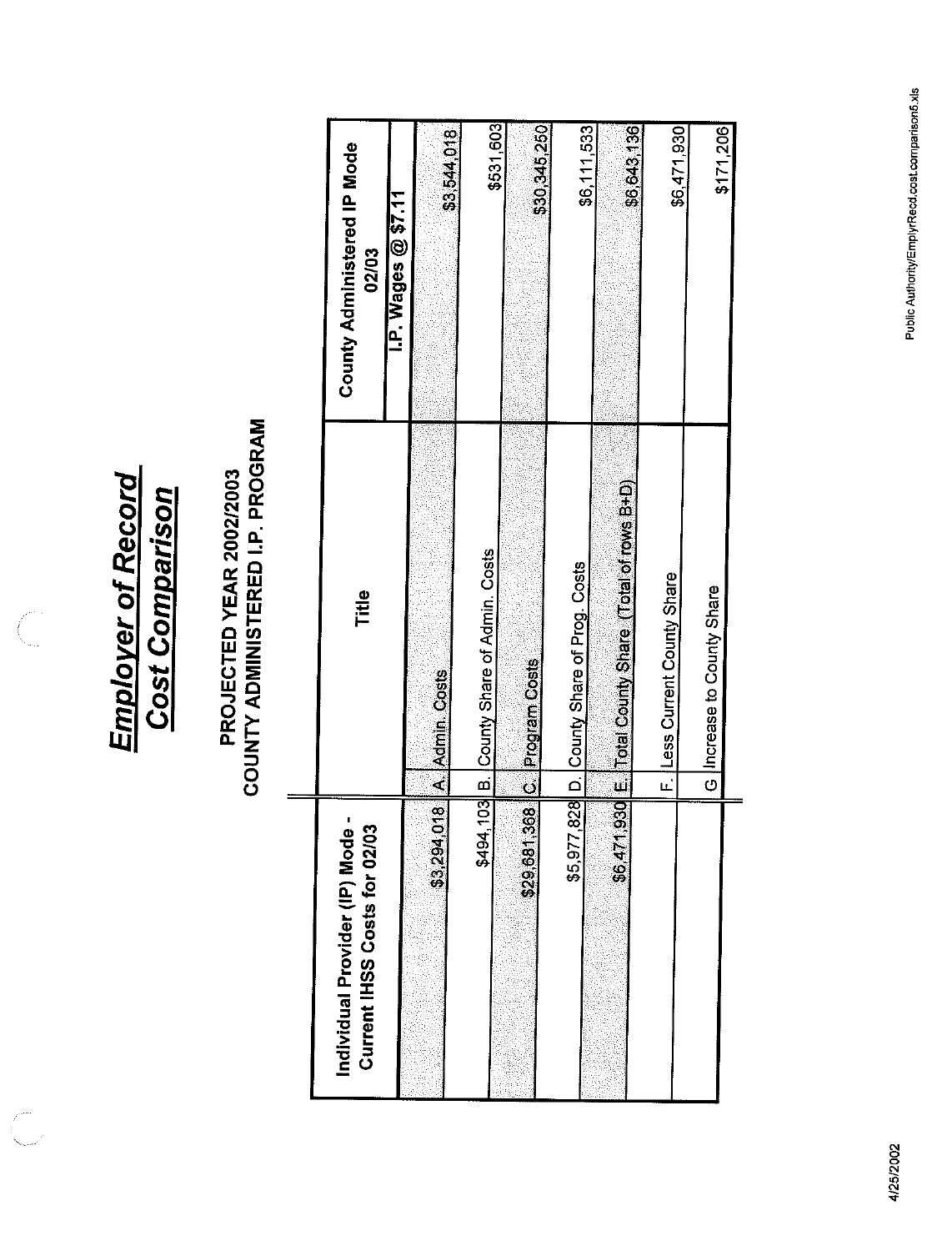# Employer of Record Cost Comparison

## PROJECTED YEAR 2002/2003
## COUNTY ADMINISTERED I.P. PROGRAM

| Individual Provider (IP) Mode - Current IHSS Costs for 02/03 | | Title | County Administered IP Mode 02/03 |
|---|---|---|---|
| | | | I.P. Wages @ $7.11 |
| $3,294,018 | A. | Admin. Costs | $3,544,018 |
| $494,103 | B. | County Share of Admin. Costs | $531,603 |
| $29,681,368 | C. | Program Costs | $30,345,250 |
| $5,977,828 | D. | County Share of Prog. Costs | $6,111,533 |
| $6,471,930 | E. | Total County Share (Total of rows B+D) | $6,643,136 |
| | F. | Less Current County Share | $6,471,930 |
| | G | Increase to County Share | $171,206 |

4/25/2002

Public Authority/EmplyrRecd.cost.comparison6.xls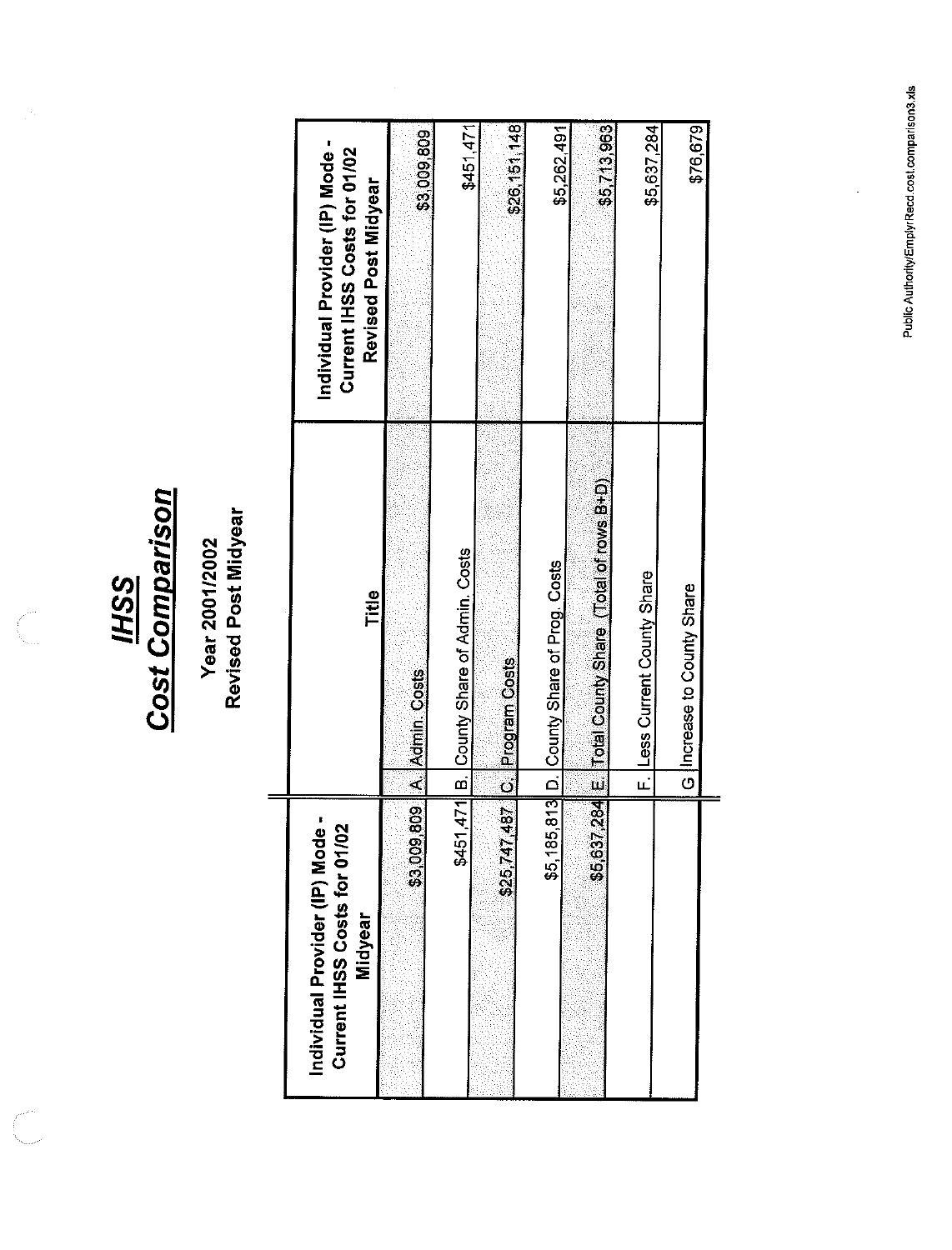# IHSS
# Cost Comparison

**Year 2001/2002**
**Revised Post Midyear**

| Individual Provider (IP) Mode - Current IHSS Costs for 01/02 Midyear | | Title | Individual Provider (IP) Mode - Current IHSS Costs for 01/02 Revised Post Midyear |
|---|---|---|---|
| $3,009,809 | A. | Admin. Costs | $3,009,809 |
| $451,471 | B. | County Share of Admin. Costs | $451,471 |
| $25,747,487 | C. | Program Costs | $26,151,148 |
| $5,185,813 | D. | County Share of Prog. Costs | $5,262,491 |
| $5,637,284 | E. | Total County Share (Total of rows B+D) | $5,713,963 |
| | F. | Less Current County Share | $5,637,284 |
| | G | Increase to County Share | $76,679 |

Public Authority/EmplyrRecd.cost.comparison3.xls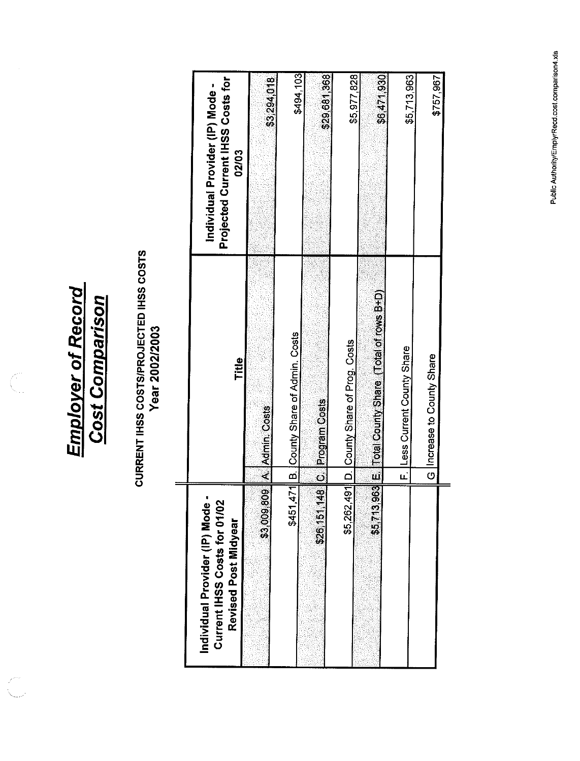# Employer of Record Cost Comparison

## CURRENT IHSS COSTS/PROJECTED IHSS COSTS Year 2002/2003

| Individual Provider (IP) Mode - Current IHSS Costs for 01/02 Revised Post Midyear | | Title | Individual Provider (IP) Mode - Projected Current IHSS Costs for 02/03 |
|---|---|---|---|
| $3,009,809 | A. | Admin. Costs | $3,294,018 |
| $451,471 | B. | County Share of Admin. Costs | $494,103 |
| $26,151,148 | C. | Program Costs | $29,681,368 |
| $5,262,491 | D. | County Share of Prog. Costs | $5,977,828 |
| $5,713,963 | E. | Total County Share (Total of rows B+D) | $6,471,930 |
| | F. | Less Current County Share | $5,713,963 |
| | G | Increase to County Share | $757,967 |

Public Authority/EmplyrRecd.cost.comparison4.xls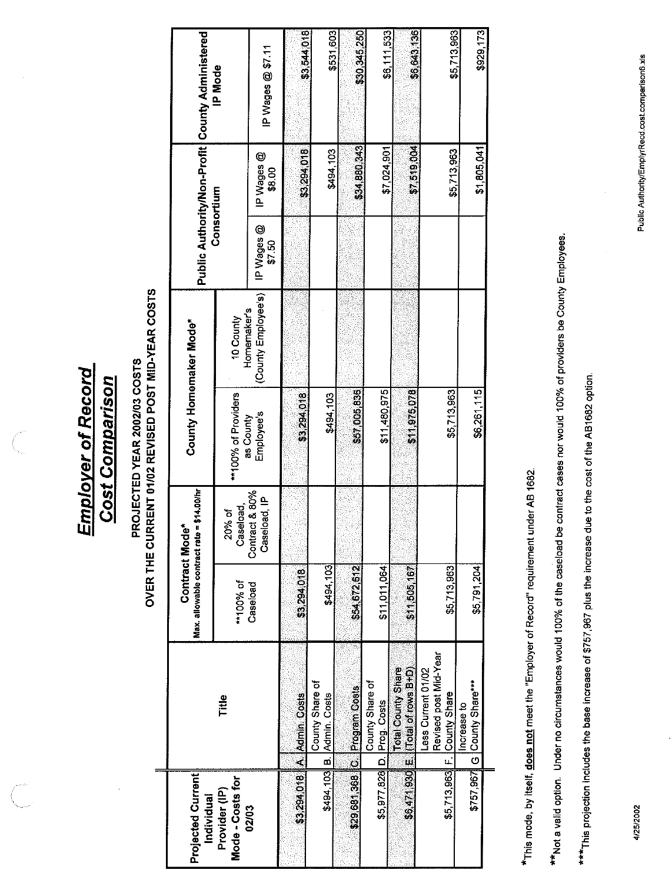# Employer of Record

# Cost Comparison

## PROJECTED YEAR 2002/03 COSTS
## OVER THE CURRENT 01/02 REVISED POST MID-YEAR COSTS

| Projected Current Individual Provider (IP) Mode - Costs for 02/03 | | Title | Contract Mode* Max. allowable contract rate = $14.00/hr | | County Homemaker Mode* | | Public Authority/Non-Profit Consortium | | County Administered IP Mode |
|---|---|---|---|---|---|---|---|---|---|
| | | | **100% of Caseload | 20% of Caseload, Contract & 80% Caseload, IP | **100% of Providers as County Employee's | 10 County Homemaker's (County Employee's) | IP Wages @ $7.50 | IP Wages @ $8.00 | IP Wages @ $7.11 |
| $3,294,018 | A | Admin. Costs | $3,294,018 | | $3,294,018 | | | $3,294,018 | $3,544,018 |
| $494,103 | B | County Share of Admin. Costs | $494,103 | | $494,103 | | | $494,103 | $531,603 |
| $29,681,368 | C | Program Costs | $54,672,612 | | $57,005,836 | | | $34,880,343 | $30,345,250 |
| $5,977,828 | D | County Share of Prog. Costs | $11,011,064 | | $11,480,975 | | | $7,024,901 | $6,111,533 |
| $6,471,930 | E | Total County Share (Total of rows B+D) | $11,505,167 | | $11,975,078 | | | $7,519,004 | $6,643,136 |
| $5,713,963 | F | Less Current 01/02 Revised post Mid-Year County Share | $5,713,963 | | $5,713,963 | | | $5,713,963 | $5,713,963 |
| $757,967 | G | Increase to County Share*** | $5,791,204 | | $6,261,115 | | | $1,805,041 | $929,173 |

*This mode, by itself, **does not** meet the "Employer of Record" requirement under AB 1682.

**Not a valid option. Under no circumstances would 100% of the caseload be contract cases nor would 100% of providers be County Employees.

***This projection includes the base increase of $757,967 plus the increase due to the cost of the AB1682 option.

4/25/2002

Public Authority/EmplyrRecd.cost.comparison6.xls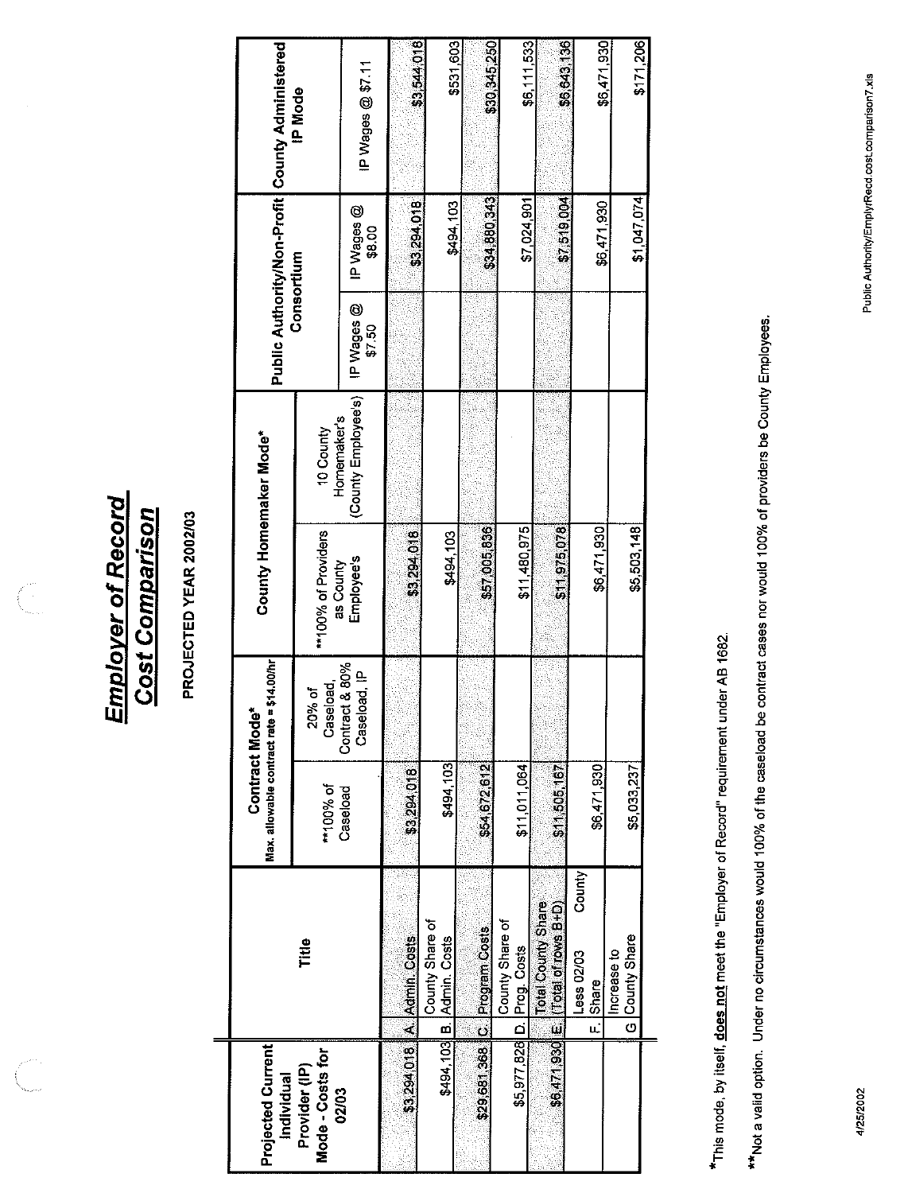# Employer of Record Cost Comparison

**PROJECTED YEAR 2002/03**

| Projected Current Individual Provider (IP) Mode - Costs for 02/03 | | Title | Contract Mode* Max. allowable contract rate = $14.00/hr | | County Homemaker Mode* | | Public Authority/Non-Profit Consortium | | County Administered IP Mode |
|---|---|---|---|---|---|---|---|---|---|
| | | | **100% of Caseload | 20% of Caseload, Contract & 80% Caseload, IP | **100% of Providers as County Employee's | 10 County Homemaker's (County Employee's) | IP Wages @ $7.50 | IP Wages @ $8.00 | IP Wages @ $7.11 |
| $3,294,018 | A | Admin. Costs | $3,294,018 | | $3,294,018 | | | $3,294,018 | $3,544,018 |
| $494,103 | B | County Share of Admin. Costs | $494,103 | | $494,103 | | | $494,103 | $531,603 |
| $29,681,368 | C | Program Costs | $54,672,612 | | $57,005,836 | | | $34,880,343 | $30,345,250 |
| $5,977,828 | D | County Share of Prog. Costs | $11,011,064 | | $11,480,975 | | | $7,024,901 | $6,111,533 |
| $6,471,930 | E | Total County Share (Total of rows B+D) | $11,505,167 | | $11,975,078 | | | $7,519,004 | $6,643,136 |
| | F. | Less 02/03 County Share | $6,471,930 | | $6,471,930 | | | $6,471,930 | $6,471,930 |
| | G | Increase to County Share | $5,033,237 | | $5,503,148 | | | $1,047,074 | $171,206 |

*This mode, by itself, **does not** meet the "Employer of Record" requirement under AB 1682.

**Not a valid option. Under no circumstances would 100% of the caseload be contract cases nor would 100% of providers be County Employees.

4/25/2002

Public Authority/EmplyrRecd.cost.comparison7.xls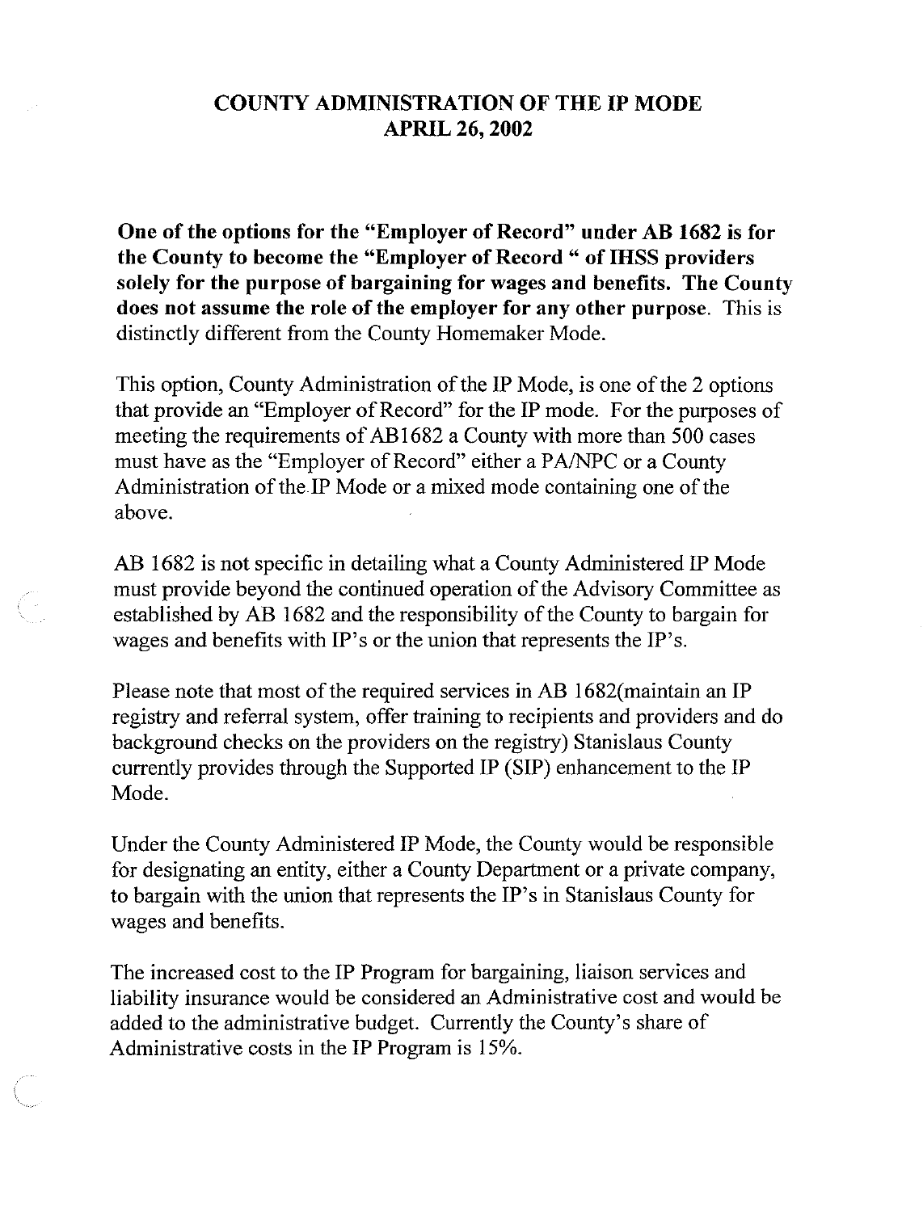# COUNTY ADMINISTRATION OF THE IP MODE
## APRIL 26, 2002

**One of the options for the "Employer of Record" under AB 1682 is for the County to become the "Employer of Record " of IHSS providers solely for the purpose of bargaining for wages and benefits. The County does not assume the role of the employer for any other purpose**. This is distinctly different from the County Homemaker Mode.

This option, County Administration of the IP Mode, is one of the 2 options that provide an "Employer of Record" for the IP mode. For the purposes of meeting the requirements of AB1682 a County with more than 500 cases must have as the "Employer of Record" either a PA/NPC or a County Administration of the IP Mode or a mixed mode containing one of the above.

AB 1682 is not specific in detailing what a County Administered IP Mode must provide beyond the continued operation of the Advisory Committee as established by AB 1682 and the responsibility of the County to bargain for wages and benefits with IP's or the union that represents the IP's.

Please note that most of the required services in AB 1682(maintain an IP registry and referral system, offer training to recipients and providers and do background checks on the providers on the registry) Stanislaus County currently provides through the Supported IP (SIP) enhancement to the IP Mode.

Under the County Administered IP Mode, the County would be responsible for designating an entity, either a County Department or a private company, to bargain with the union that represents the IP's in Stanislaus County for wages and benefits.

The increased cost to the IP Program for bargaining, liaison services and liability insurance would be considered an Administrative cost and would be added to the administrative budget. Currently the County's share of Administrative costs in the IP Program is 15%.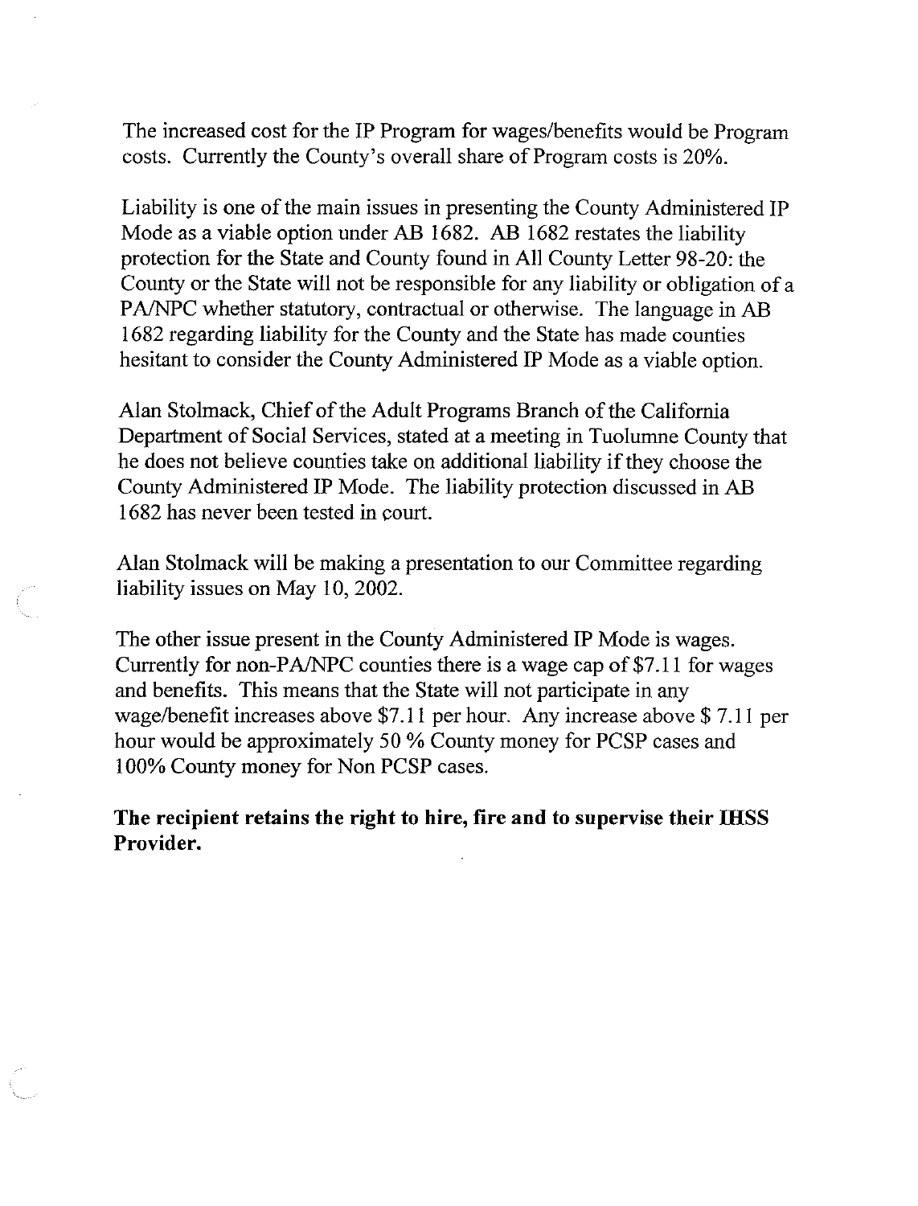The increased cost for the IP Program for wages/benefits would be Program costs. Currently the County's overall share of Program costs is 20%.

Liability is one of the main issues in presenting the County Administered IP Mode as a viable option under AB 1682. AB 1682 restates the liability protection for the State and County found in All County Letter 98-20: the County or the State will not be responsible for any liability or obligation of a PA/NPC whether statutory, contractual or otherwise. The language in AB 1682 regarding liability for the County and the State has made counties hesitant to consider the County Administered IP Mode as a viable option.

Alan Stolmack, Chief of the Adult Programs Branch of the California Department of Social Services, stated at a meeting in Tuolumne County that he does not believe counties take on additional liability if they choose the County Administered IP Mode. The liability protection discussed in AB 1682 has never been tested in court.

Alan Stolmack will be making a presentation to our Committee regarding liability issues on May 10, 2002.

The other issue present in the County Administered IP Mode is wages. Currently for non-PA/NPC counties there is a wage cap of $7.11 for wages and benefits. This means that the State will not participate in any wage/benefit increases above $7.11 per hour. Any increase above $ 7.11 per hour would be approximately 50 % County money for PCSP cases and 100% County money for Non PCSP cases.

**The recipient retains the right to hire, fire and to supervise their IHSS Provider.**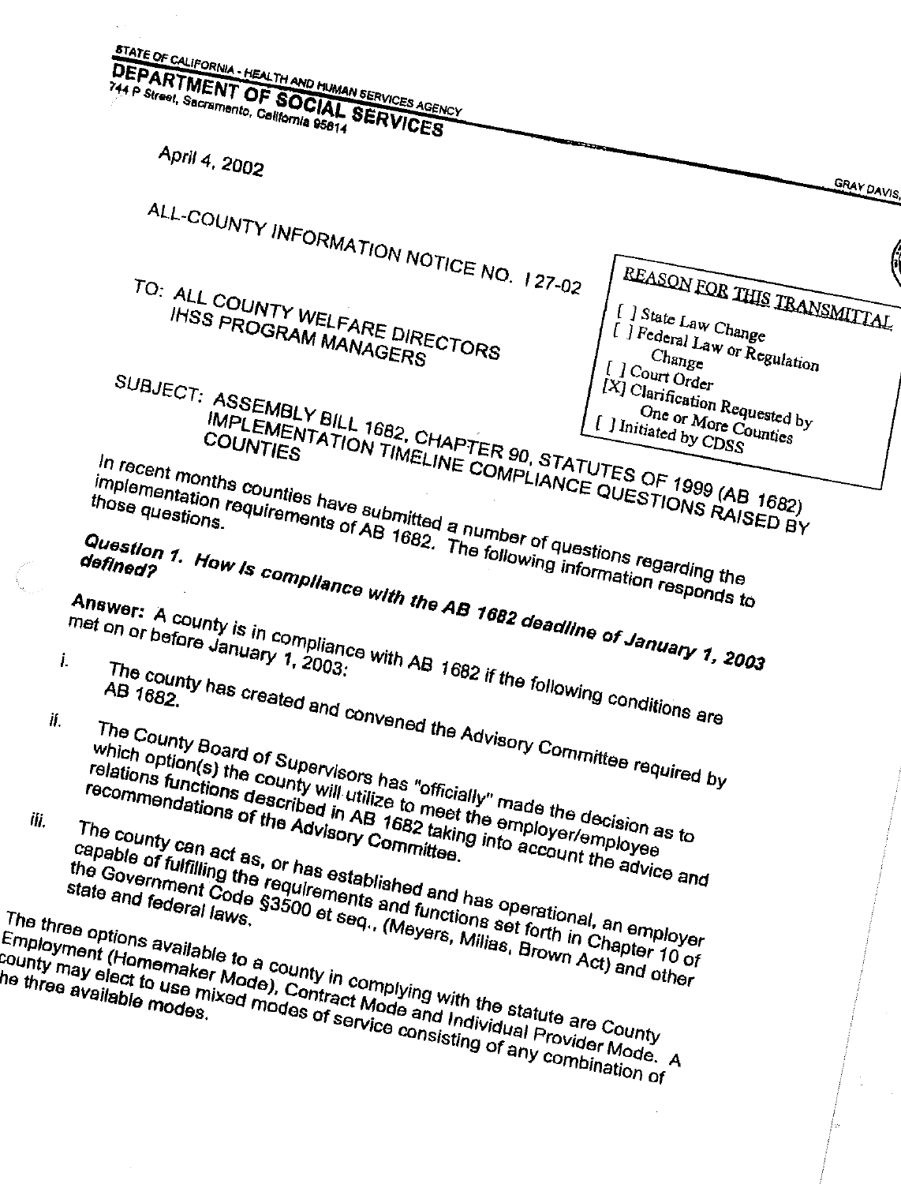STATE OF CALIFORNIA - HEALTH AND HUMAN SERVICES AGENCY

**DEPARTMENT OF SOCIAL SERVICES**

744 P Street, Sacramento, California 95814

GRAY DAVIS,

April 4, 2002

ALL-COUNTY INFORMATION NOTICE NO. I 27-02

TO: ALL COUNTY WELFARE DIRECTORS
IHSS PROGRAM MANAGERS

REASON FOR THIS TRANSMITTAL

[ ] State Law Change
[ ] Federal Law or Regulation Change
[ ] Court Order
[X] Clarification Requested by One or More Counties
[ ] Initiated by CDSS

SUBJECT: ASSEMBLY BILL 1682, CHAPTER 90, STATUTES OF 1999 (AB 1682) IMPLEMENTATION TIMELINE COMPLIANCE QUESTIONS RAISED BY COUNTIES

In recent months counties have submitted a number of questions regarding the implementation requirements of AB 1682. The following information responds to those questions.

***Question 1. How is compliance with the AB 1682 deadline of January 1, 2003 defined?***

**Answer:** A county is in compliance with AB 1682 if the following conditions are met on or before January 1, 2003:

i. The county has created and convened the Advisory Committee required by AB 1682.

ii. The County Board of Supervisors has "officially" made the decision as to which option(s) the county will utilize to meet the employer/employee relations functions described in AB 1682 taking into account the advice and recommendations of the Advisory Committee.

iii. The county can act as, or has established and has operational, an employer capable of fulfilling the requirements and functions set forth in Chapter 10 of the Government Code §3500 et seq., (Meyers, Milias, Brown Act) and other state and federal laws.

The three options available to a county in complying with the statute are County Employment (Homemaker Mode), Contract Mode and Individual Provider Mode. A county may elect to use mixed modes of service consisting of any combination of the three available modes.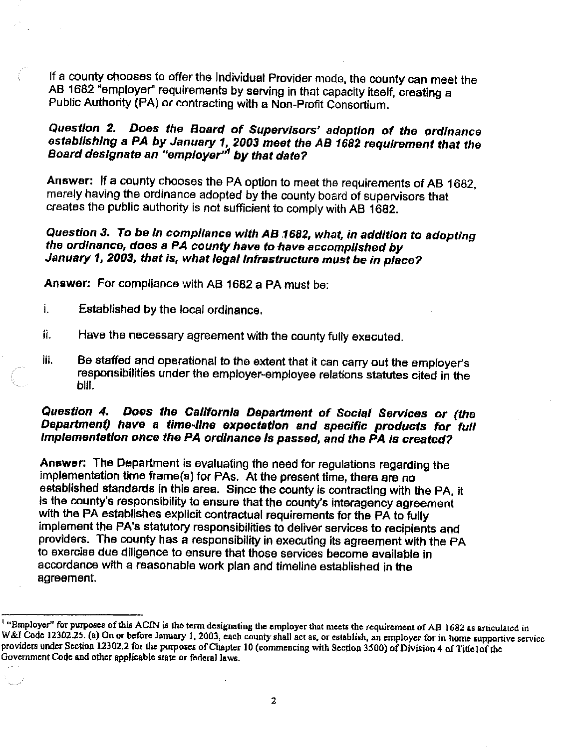If a county chooses to offer the Individual Provider mode, the county can meet the AB 1682 "employer" requirements by serving in that capacity itself, creating a Public Authority (PA) or contracting with a Non-Profit Consortium.

***Question 2. Does the Board of Supervisors' adoption of the ordinance establishing a PA by January 1, 2003 meet the AB 1682 requirement that the Board designate an "employer"[1] by that date?***

**Answer:** If a county chooses the PA option to meet the requirements of AB 1682, merely having the ordinance adopted by the county board of supervisors that creates the public authority is not sufficient to comply with AB 1682.

***Question 3. To be in compliance with AB 1682, what, in addition to adopting the ordinance, does a PA county have to have accomplished by January 1, 2003, that is, what legal infrastructure must be in place?***

**Answer:** For compliance with AB 1682 a PA must be:

i. Established by the local ordinance.

ii. Have the necessary agreement with the county fully executed.

iii. Be staffed and operational to the extent that it can carry out the employer's responsibilities under the employer-employee relations statutes cited in the bill.

***Question 4. Does the California Department of Social Services or (the Department) have a time-line expectation and specific products for full implementation once the PA ordinance is passed, and the PA is created?***

**Answer:** The Department is evaluating the need for regulations regarding the implementation time frame(s) for PAs. At the present time, there are no established standards in this area. Since the county is contracting with the PA, it is the county's responsibility to ensure that the county's interagency agreement with the PA establishes explicit contractual requirements for the PA to fully implement the PA's statutory responsibilities to deliver services to recipients and providers. The county has a responsibility in executing its agreement with the PA to exercise due diligence to ensure that those services become available in accordance with a reasonable work plan and timeline established in the agreement.

---

[1] "Employer" for purposes of this ACIN is the term designating the employer that meets the requirement of AB 1682 as articulated in W&I Code 12302.25. (a) On or before January 1, 2003, each county shall act as, or establish, an employer for in-home supportive service providers under Section 12302.2 for the purposes of Chapter 10 (commencing with Section 3500) of Division 4 of Title 1 of the Government Code and other applicable state or federal laws.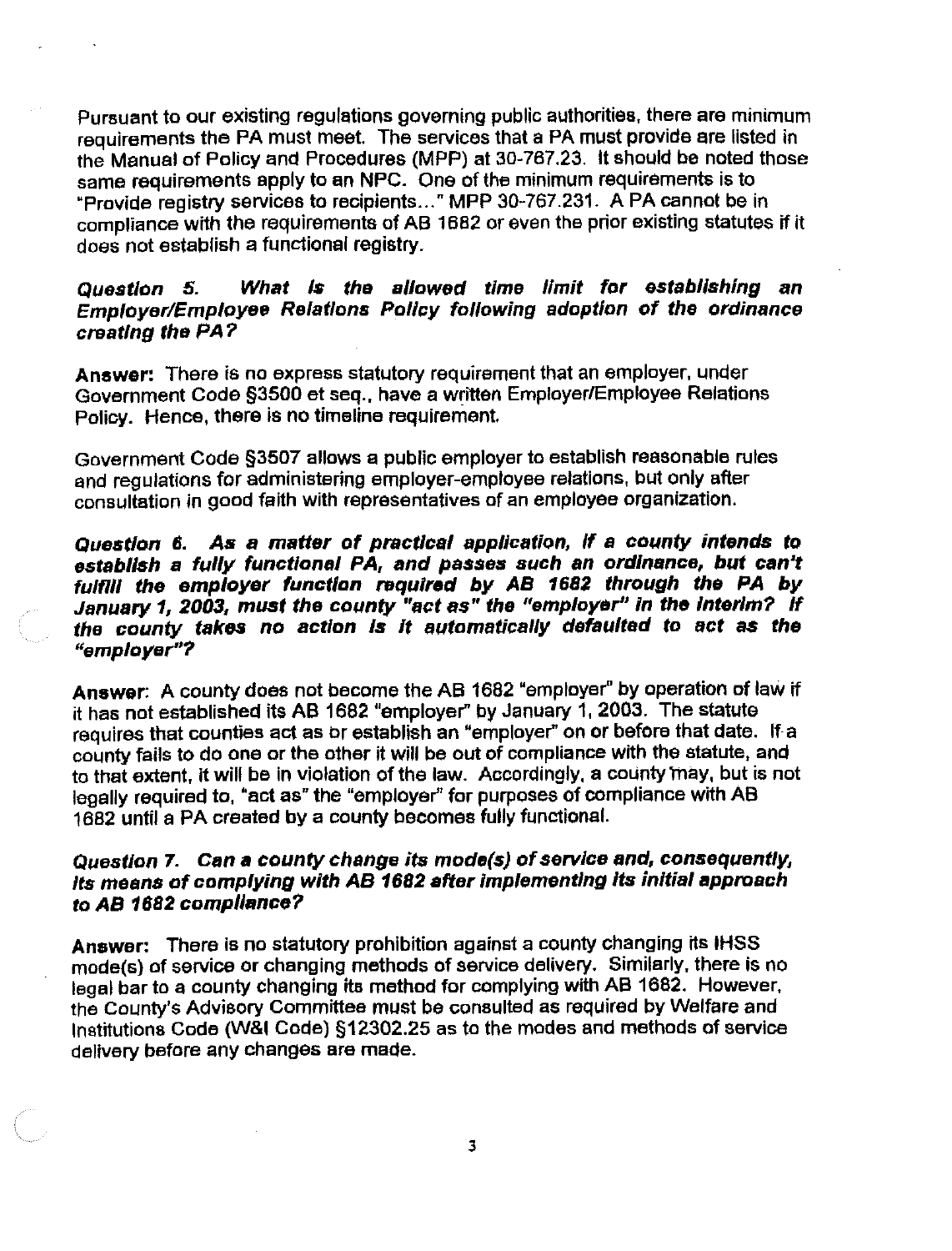Pursuant to our existing regulations governing public authorities, there are minimum requirements the PA must meet. The services that a PA must provide are listed in the Manual of Policy and Procedures (MPP) at 30-767.23. It should be noted those same requirements apply to an NPC. One of the minimum requirements is to "Provide registry services to recipients..." MPP 30-767.231. A PA cannot be in compliance with the requirements of AB 1682 or even the prior existing statutes if it does not establish a functional registry.

***Question 5. What is the allowed time limit for establishing an Employer/Employee Relations Policy following adoption of the ordinance creating the PA?***

**Answer:** There is no express statutory requirement that an employer, under Government Code §3500 et seq., have a written Employer/Employee Relations Policy. Hence, there is no timeline requirement.

Government Code §3507 allows a public employer to establish reasonable rules and regulations for administering employer-employee relations, but only after consultation in good faith with representatives of an employee organization.

***Question 6. As a matter of practical application, if a county intends to establish a fully functional PA, and passes such an ordinance, but can't fulfill the employer function required by AB 1682 through the PA by January 1, 2003, must the county "act as" the "employer" in the interim? If the county takes no action is it automatically defaulted to act as the "employer"?***

**Answer:** A county does not become the AB 1682 "employer" by operation of law if it has not established its AB 1682 "employer" by January 1, 2003. The statute requires that counties act as or establish an "employer" on or before that date. If a county fails to do one or the other it will be out of compliance with the statute, and to that extent, it will be in violation of the law. Accordingly, a county may, but is not legally required to, "act as" the "employer" for purposes of compliance with AB 1682 until a PA created by a county becomes fully functional.

***Question 7. Can a county change its mode(s) of service and, consequently, its means of complying with AB 1682 after implementing its initial approach to AB 1682 compliance?***

**Answer:** There is no statutory prohibition against a county changing its IHSS mode(s) of service or changing methods of service delivery. Similarly, there is no legal bar to a county changing its method for complying with AB 1682. However, the County's Advisory Committee must be consulted as required by Welfare and Institutions Code (W&I Code) §12302.25 as to the modes and methods of service delivery before any changes are made.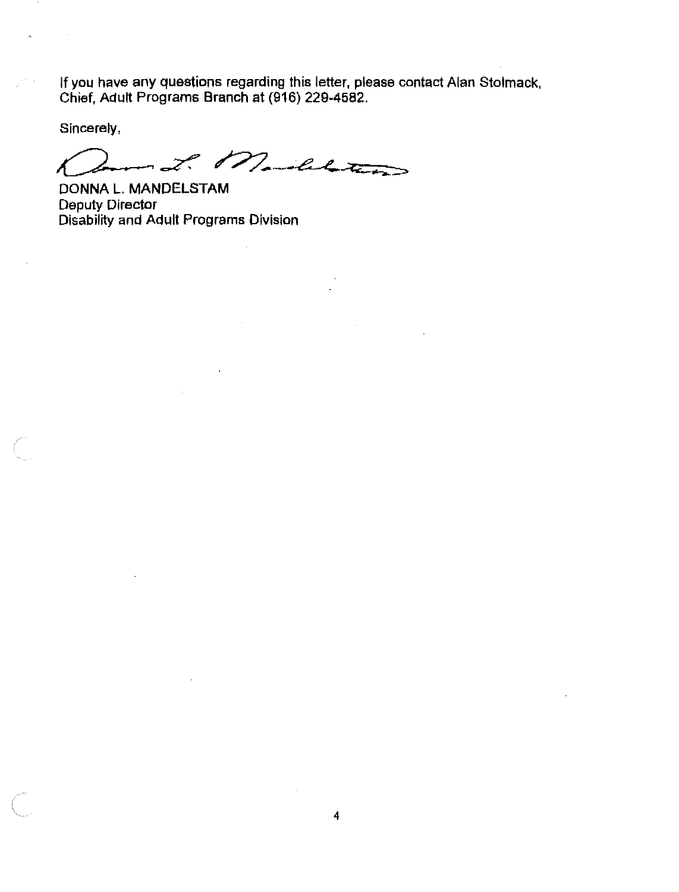If you have any questions regarding this letter, please contact Alan Stolmack, Chief, Adult Programs Branch at (916) 229-4582.

Sincerely,

DONNA L. MANDELSTAM
Deputy Director
Disability and Adult Programs Division